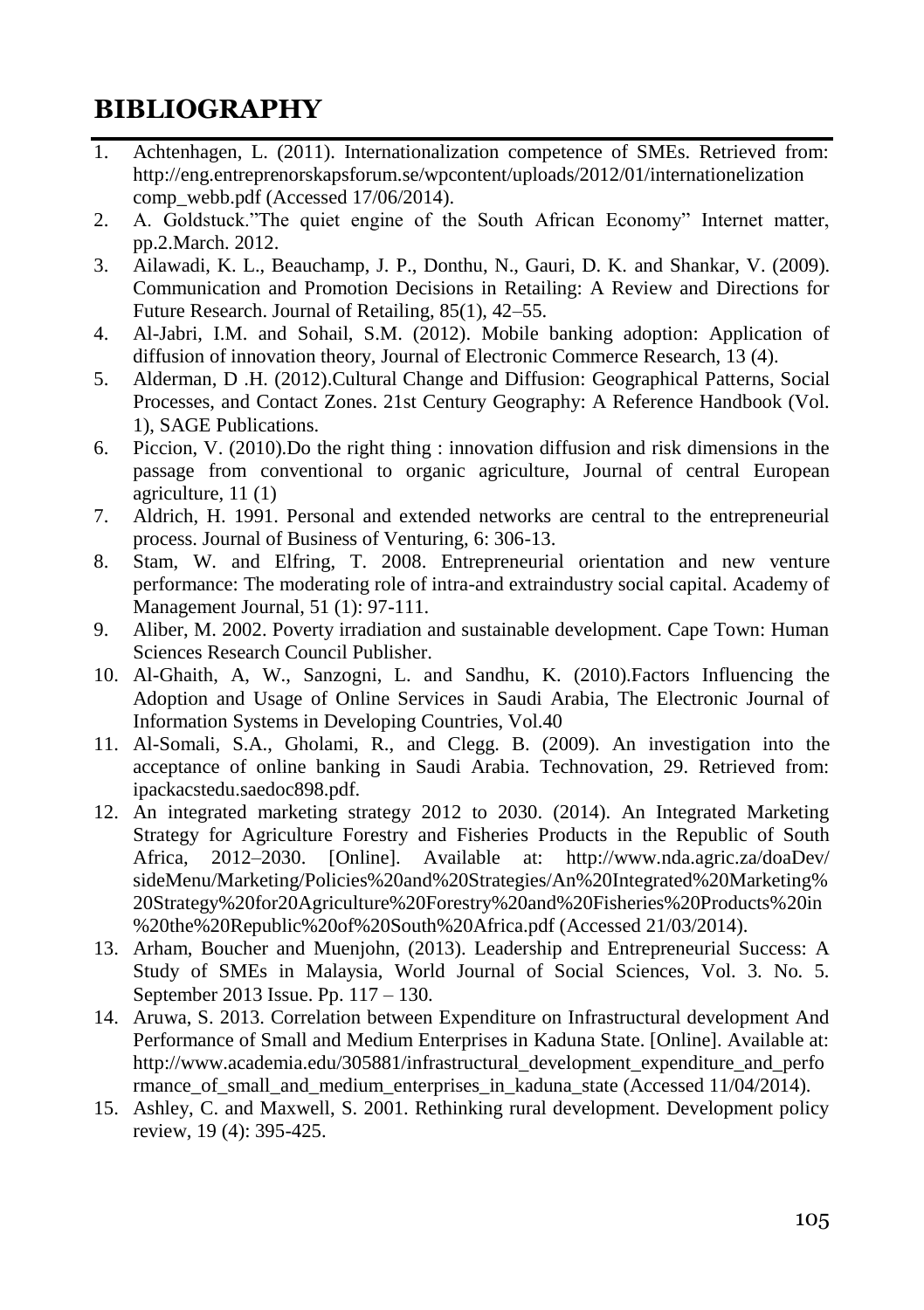# BIBLIOGRAPHY

1. Achtenhagen, L. (2011). Internationalization competence of SMEs. Retrieved from: http://eng.entreprenorskapsforum.se/wpcontent/uploads/2012/01/internationelization comp_webb.pdf (Accessed 17/06/2014).
2. A. Goldstuck."The quiet engine of the South African Economy" Internet matter, pp.2.March. 2012.
3. Ailawadi, K. L., Beauchamp, J. P., Donthu, N., Gauri, D. K. and Shankar, V. (2009). Communication and Promotion Decisions in Retailing: A Review and Directions for Future Research. Journal of Retailing, 85(1), 42–55.
4. Al-Jabri, I.M. and Sohail, S.M. (2012). Mobile banking adoption: Application of diffusion of innovation theory, Journal of Electronic Commerce Research, 13 (4).
5. Alderman, D .H. (2012).Cultural Change and Diffusion: Geographical Patterns, Social Processes, and Contact Zones. 21st Century Geography: A Reference Handbook (Vol. 1), SAGE Publications.
6. Piccion, V. (2010).Do the right thing : innovation diffusion and risk dimensions in the passage from conventional to organic agriculture, Journal of central European agriculture, 11 (1)
7. Aldrich, H. 1991. Personal and extended networks are central to the entrepreneurial process. Journal of Business of Venturing, 6: 306-13.
8. Stam, W. and Elfring, T. 2008. Entrepreneurial orientation and new venture performance: The moderating role of intra-and extraindustry social capital. Academy of Management Journal, 51 (1): 97-111.
9. Aliber, M. 2002. Poverty irradiation and sustainable development. Cape Town: Human Sciences Research Council Publisher.
10. Al-Ghaith, A, W., Sanzogni, L. and Sandhu, K. (2010).Factors Influencing the Adoption and Usage of Online Services in Saudi Arabia, The Electronic Journal of Information Systems in Developing Countries, Vol.40
11. Al-Somali, S.A., Gholami, R., and Clegg. B. (2009). An investigation into the acceptance of online banking in Saudi Arabia. Technovation, 29. Retrieved from: ipackacstedu.saedoc898.pdf.
12. An integrated marketing strategy 2012 to 2030. (2014). An Integrated Marketing Strategy for Agriculture Forestry and Fisheries Products in the Republic of South Africa, 2012–2030. [Online]. Available at: http://www.nda.agric.za/doaDev/ sideMenu/Marketing/Policies%20and%20Strategies/An%20Integrated%20Marketing%20Strategy%20for20Agriculture%20Forestry%20and%20Fisheries%20Products%20in%20the%20Republic%20of%20South%20Africa.pdf (Accessed 21/03/2014).
13. Arham, Boucher and Muenjohn, (2013). Leadership and Entrepreneurial Success: A Study of SMEs in Malaysia, World Journal of Social Sciences, Vol. 3. No. 5. September 2013 Issue. Pp. 117 – 130.
14. Aruwa, S. 2013. Correlation between Expenditure on Infrastructural development And Performance of Small and Medium Enterprises in Kaduna State. [Online]. Available at: http://www.academia.edu/305881/infrastructural_development_expenditure_and_performance_of_small_and_medium_enterprises_in_kaduna_state (Accessed 11/04/2014).
15. Ashley, C. and Maxwell, S. 2001. Rethinking rural development. Development policy review, 19 (4): 395-425.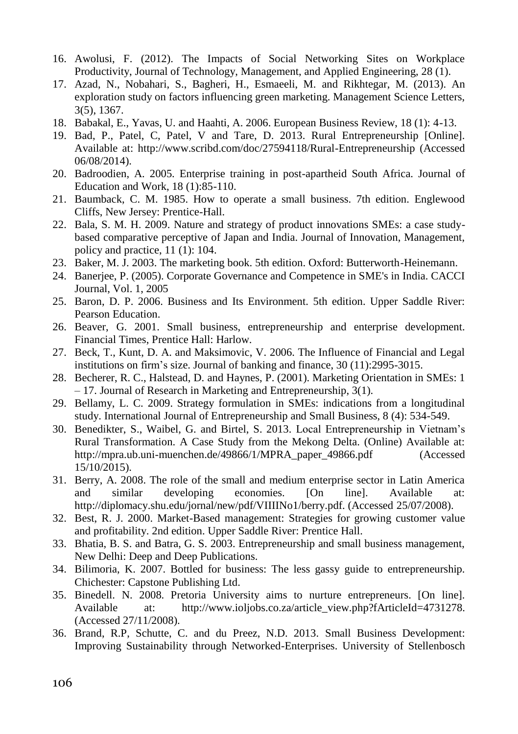16. Awolusi, F. (2012). The Impacts of Social Networking Sites on Workplace Productivity, Journal of Technology, Management, and Applied Engineering, 28 (1).
17. Azad, N., Nobahari, S., Bagheri, H., Esmaeeli, M. and Rikhtegar, M. (2013). An exploration study on factors influencing green marketing. Management Science Letters, 3(5), 1367.
18. Babakal, E., Yavas, U. and Haahti, A. 2006. European Business Review, 18 (1): 4-13.
19. Bad, P., Patel, C, Patel, V and Tare, D. 2013. Rural Entrepreneurship [Online]. Available at: http://www.scribd.com/doc/27594118/Rural-Entrepreneurship (Accessed 06/08/2014).
20. Badroodien, A. 2005. Enterprise training in post-apartheid South Africa. Journal of Education and Work, 18 (1):85-110.
21. Baumback, C. M. 1985. How to operate a small business. 7th edition. Englewood Cliffs, New Jersey: Prentice-Hall.
22. Bala, S. M. H. 2009. Nature and strategy of product innovations SMEs: a case study-based comparative perceptive of Japan and India. Journal of Innovation, Management, policy and practice, 11 (1): 104.
23. Baker, M. J. 2003. The marketing book. 5th edition. Oxford: Butterworth-Heinemann.
24. Banerjee, P. (2005). Corporate Governance and Competence in SME's in India. CACCI Journal, Vol. 1, 2005
25. Baron, D. P. 2006. Business and Its Environment. 5th edition. Upper Saddle River: Pearson Education.
26. Beaver, G. 2001. Small business, entrepreneurship and enterprise development. Financial Times, Prentice Hall: Harlow.
27. Beck, T., Kunt, D. A. and Maksimovic, V. 2006. The Influence of Financial and Legal institutions on firm's size. Journal of banking and finance, 30 (11):2995-3015.
28. Becherer, R. C., Halstead, D. and Haynes, P. (2001). Marketing Orientation in SMEs: 1 – 17. Journal of Research in Marketing and Entrepreneurship, 3(1).
29. Bellamy, L. C. 2009. Strategy formulation in SMEs: indications from a longitudinal study. International Journal of Entrepreneurship and Small Business, 8 (4): 534-549.
30. Benedikter, S., Waibel, G. and Birtel, S. 2013. Local Entrepreneurship in Vietnam's Rural Transformation. A Case Study from the Mekong Delta. (Online) Available at: http://mpra.ub.uni-muenchen.de/49866/1/MPRA_paper_49866.pdf (Accessed 15/10/2015).
31. Berry, A. 2008. The role of the small and medium enterprise sector in Latin America and similar developing economies. [On line]. Available at: http://diplomacy.shu.edu/jornal/new/pdf/VIIIINo1/berry.pdf. (Accessed 25/07/2008).
32. Best, R. J. 2000. Market-Based management: Strategies for growing customer value and profitability. 2nd edition. Upper Saddle River: Prentice Hall.
33. Bhatia, B. S. and Batra, G. S. 2003. Entrepreneurship and small business management, New Delhi: Deep and Deep Publications.
34. Bilimoria, K. 2007. Bottled for business: The less gassy guide to entrepreneurship. Chichester: Capstone Publishing Ltd.
35. Binedell. N. 2008. Pretoria University aims to nurture entrepreneurs. [On line]. Available at: http://www.ioljobs.co.za/article_view.php?fArticleId=4731278. (Accessed 27/11/2008).
36. Brand, R.P, Schutte, C. and du Preez, N.D. 2013. Small Business Development: Improving Sustainability through Networked-Enterprises. University of Stellenbosch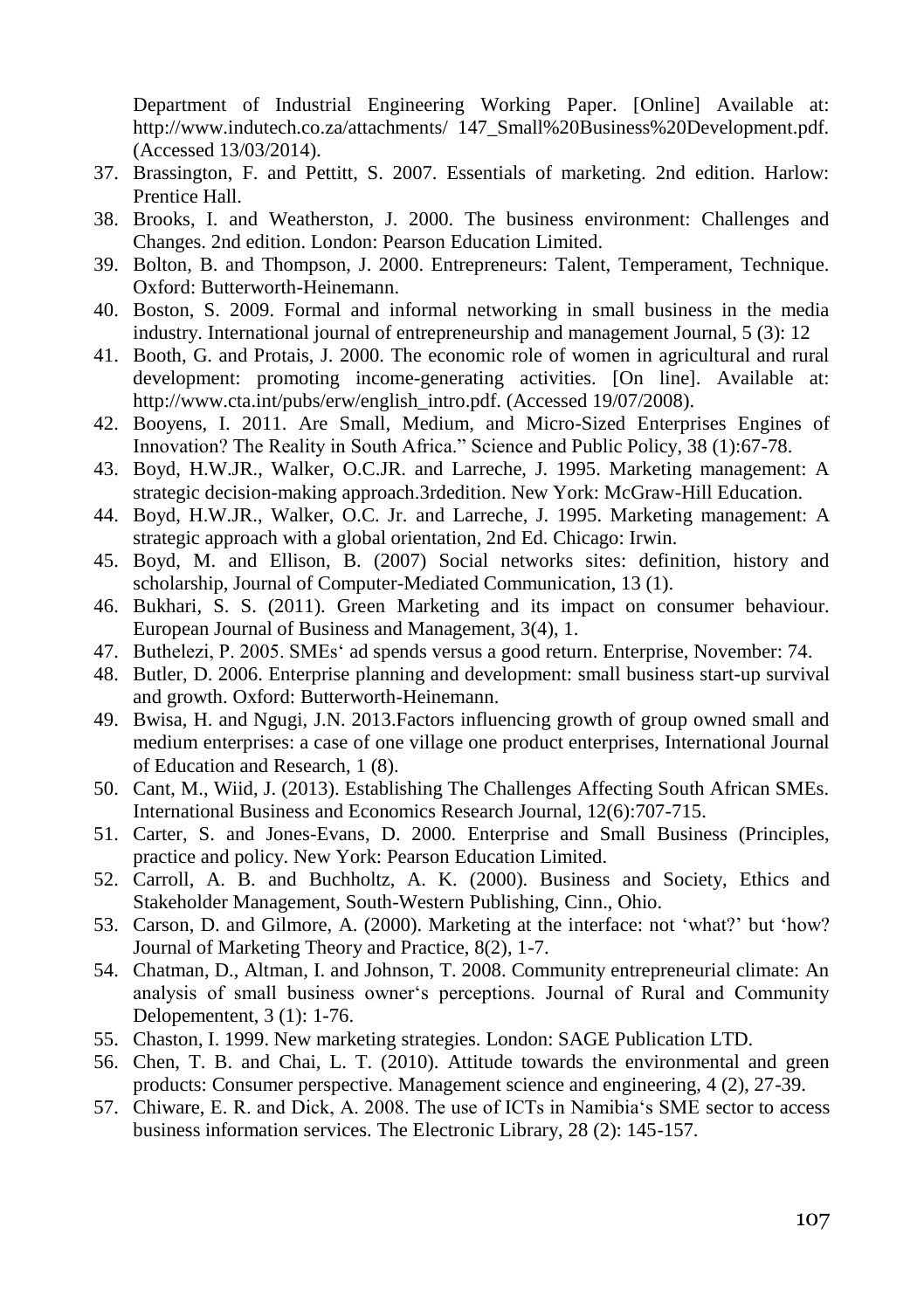Department of Industrial Engineering Working Paper. [Online] Available at: http://www.indutech.co.za/attachments/ 147_Small%20Business%20Development.pdf. (Accessed 13/03/2014).

37. Brassington, F. and Pettitt, S. 2007. Essentials of marketing. 2nd edition. Harlow: Prentice Hall.
38. Brooks, I. and Weatherston, J. 2000. The business environment: Challenges and Changes. 2nd edition. London: Pearson Education Limited.
39. Bolton, B. and Thompson, J. 2000. Entrepreneurs: Talent, Temperament, Technique. Oxford: Butterworth-Heinemann.
40. Boston, S. 2009. Formal and informal networking in small business in the media industry. International journal of entrepreneurship and management Journal, 5 (3): 12
41. Booth, G. and Protais, J. 2000. The economic role of women in agricultural and rural development: promoting income-generating activities. [On line]. Available at: http://www.cta.int/pubs/erw/english_intro.pdf. (Accessed 19/07/2008).
42. Booyens, I. 2011. Are Small, Medium, and Micro-Sized Enterprises Engines of Innovation? The Reality in South Africa." Science and Public Policy, 38 (1):67-78.
43. Boyd, H.W.JR., Walker, O.C.JR. and Larreche, J. 1995. Marketing management: A strategic decision-making approach.3rdedition. New York: McGraw-Hill Education.
44. Boyd, H.W.JR., Walker, O.C. Jr. and Larreche, J. 1995. Marketing management: A strategic approach with a global orientation, 2nd Ed. Chicago: Irwin.
45. Boyd, M. and Ellison, B. (2007) Social networks sites: definition, history and scholarship, Journal of Computer-Mediated Communication, 13 (1).
46. Bukhari, S. S. (2011). Green Marketing and its impact on consumer behaviour. European Journal of Business and Management, 3(4), 1.
47. Buthelezi, P. 2005. SMEs' ad spends versus a good return. Enterprise, November: 74.
48. Butler, D. 2006. Enterprise planning and development: small business start-up survival and growth. Oxford: Butterworth-Heinemann.
49. Bwisa, H. and Ngugi, J.N. 2013.Factors influencing growth of group owned small and medium enterprises: a case of one village one product enterprises, International Journal of Education and Research, 1 (8).
50. Cant, M., Wiid, J. (2013). Establishing The Challenges Affecting South African SMEs. International Business and Economics Research Journal, 12(6):707-715.
51. Carter, S. and Jones-Evans, D. 2000. Enterprise and Small Business (Principles, practice and policy. New York: Pearson Education Limited.
52. Carroll, A. B. and Buchholtz, A. K. (2000). Business and Society, Ethics and Stakeholder Management, South-Western Publishing, Cinn., Ohio.
53. Carson, D. and Gilmore, A. (2000). Marketing at the interface: not 'what?' but 'how? Journal of Marketing Theory and Practice, 8(2), 1-7.
54. Chatman, D., Altman, I. and Johnson, T. 2008. Community entrepreneurial climate: An analysis of small business owner's perceptions. Journal of Rural and Community Delopementent, 3 (1): 1-76.
55. Chaston, I. 1999. New marketing strategies. London: SAGE Publication LTD.
56. Chen, T. B. and Chai, L. T. (2010). Attitude towards the environmental and green products: Consumer perspective. Management science and engineering, 4 (2), 27-39.
57. Chiware, E. R. and Dick, A. 2008. The use of ICTs in Namibia's SME sector to access business information services. The Electronic Library, 28 (2): 145-157.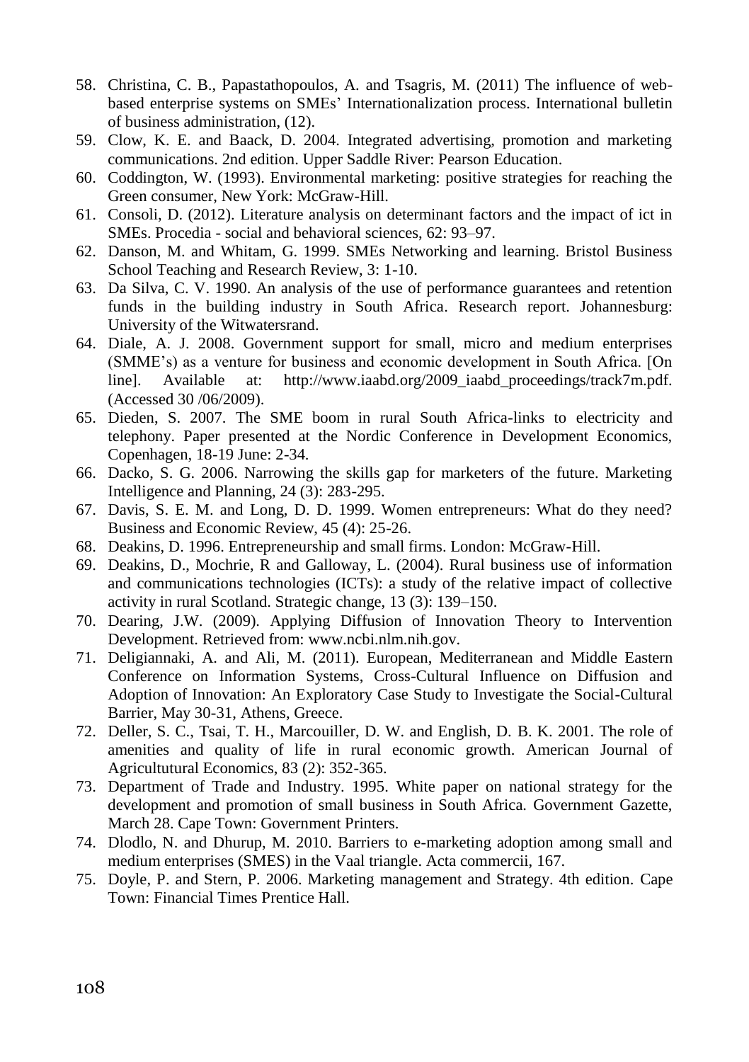58. Christina, C. B., Papastathopoulos, A. and Tsagris, M. (2011) The influence of web-based enterprise systems on SMEs' Internationalization process. International bulletin of business administration, (12).
59. Clow, K. E. and Baack, D. 2004. Integrated advertising, promotion and marketing communications. 2nd edition. Upper Saddle River: Pearson Education.
60. Coddington, W. (1993). Environmental marketing: positive strategies for reaching the Green consumer, New York: McGraw-Hill.
61. Consoli, D. (2012). Literature analysis on determinant factors and the impact of ict in SMEs. Procedia - social and behavioral sciences, 62: 93–97.
62. Danson, M. and Whitam, G. 1999. SMEs Networking and learning. Bristol Business School Teaching and Research Review, 3: 1-10.
63. Da Silva, C. V. 1990. An analysis of the use of performance guarantees and retention funds in the building industry in South Africa. Research report. Johannesburg: University of the Witwatersrand.
64. Diale, A. J. 2008. Government support for small, micro and medium enterprises (SMME's) as a venture for business and economic development in South Africa. [On line]. Available at: http://www.iaabd.org/2009_iaabd_proceedings/track7m.pdf. (Accessed 30 /06/2009).
65. Dieden, S. 2007. The SME boom in rural South Africa-links to electricity and telephony. Paper presented at the Nordic Conference in Development Economics, Copenhagen, 18-19 June: 2-34.
66. Dacko, S. G. 2006. Narrowing the skills gap for marketers of the future. Marketing Intelligence and Planning, 24 (3): 283-295.
67. Davis, S. E. M. and Long, D. D. 1999. Women entrepreneurs: What do they need? Business and Economic Review, 45 (4): 25-26.
68. Deakins, D. 1996. Entrepreneurship and small firms. London: McGraw-Hill.
69. Deakins, D., Mochrie, R and Galloway, L. (2004). Rural business use of information and communications technologies (ICTs): a study of the relative impact of collective activity in rural Scotland. Strategic change, 13 (3): 139–150.
70. Dearing, J.W. (2009). Applying Diffusion of Innovation Theory to Intervention Development. Retrieved from: www.ncbi.nlm.nih.gov.
71. Deligiannaki, A. and Ali, M. (2011). European, Mediterranean and Middle Eastern Conference on Information Systems, Cross-Cultural Influence on Diffusion and Adoption of Innovation: An Exploratory Case Study to Investigate the Social-Cultural Barrier, May 30-31, Athens, Greece.
72. Deller, S. C., Tsai, T. H., Marcouiller, D. W. and English, D. B. K. 2001. The role of amenities and quality of life in rural economic growth. American Journal of Agricultutural Economics, 83 (2): 352-365.
73. Department of Trade and Industry. 1995. White paper on national strategy for the development and promotion of small business in South Africa. Government Gazette, March 28. Cape Town: Government Printers.
74. Dlodlo, N. and Dhurup, M. 2010. Barriers to e-marketing adoption among small and medium enterprises (SMES) in the Vaal triangle. Acta commercii, 167.
75. Doyle, P. and Stern, P. 2006. Marketing management and Strategy. 4th edition. Cape Town: Financial Times Prentice Hall.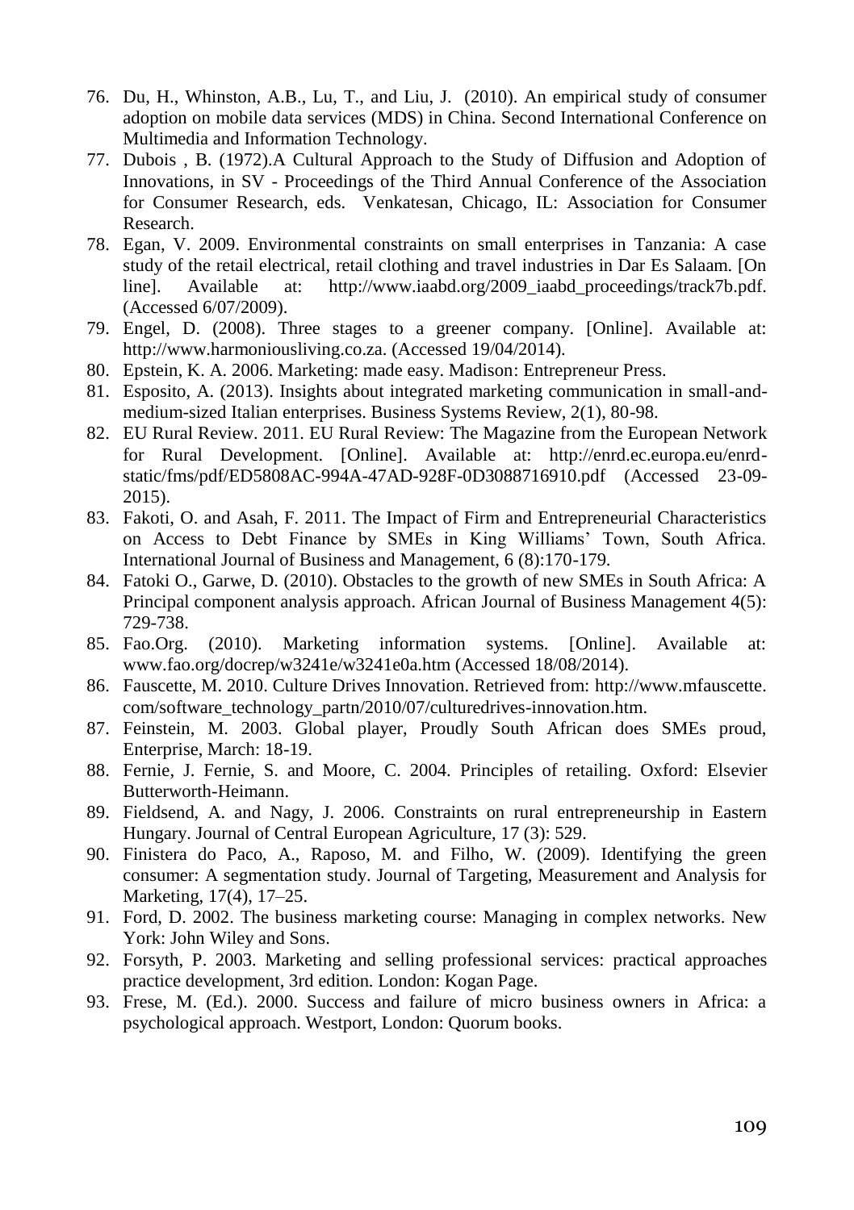76. Du, H., Whinston, A.B., Lu, T., and Liu, J. (2010). An empirical study of consumer adoption on mobile data services (MDS) in China. Second International Conference on Multimedia and Information Technology.
77. Dubois , B. (1972).A Cultural Approach to the Study of Diffusion and Adoption of Innovations, in SV - Proceedings of the Third Annual Conference of the Association for Consumer Research, eds. Venkatesan, Chicago, IL: Association for Consumer Research.
78. Egan, V. 2009. Environmental constraints on small enterprises in Tanzania: A case study of the retail electrical, retail clothing and travel industries in Dar Es Salaam. [On line]. Available at: http://www.iaabd.org/2009_iaabd_proceedings/track7b.pdf. (Accessed 6/07/2009).
79. Engel, D. (2008). Three stages to a greener company. [Online]. Available at: http://www.harmoniousliving.co.za. (Accessed 19/04/2014).
80. Epstein, K. A. 2006. Marketing: made easy. Madison: Entrepreneur Press.
81. Esposito, A. (2013). Insights about integrated marketing communication in small-and-medium-sized Italian enterprises. Business Systems Review, 2(1), 80-98.
82. EU Rural Review. 2011. EU Rural Review: The Magazine from the European Network for Rural Development. [Online]. Available at: http://enrd.ec.europa.eu/enrd-static/fms/pdf/ED5808AC-994A-47AD-928F-0D3088716910.pdf (Accessed 23-09-2015).
83. Fakoti, O. and Asah, F. 2011. The Impact of Firm and Entrepreneurial Characteristics on Access to Debt Finance by SMEs in King Williams' Town, South Africa. International Journal of Business and Management, 6 (8):170-179.
84. Fatoki O., Garwe, D. (2010). Obstacles to the growth of new SMEs in South Africa: A Principal component analysis approach. African Journal of Business Management 4(5): 729-738.
85. Fao.Org. (2010). Marketing information systems. [Online]. Available at: www.fao.org/docrep/w3241e/w3241e0a.htm (Accessed 18/08/2014).
86. Fauscette, M. 2010. Culture Drives Innovation. Retrieved from: http://www.mfauscette.com/software_technology_partn/2010/07/culturedrives-innovation.htm.
87. Feinstein, M. 2003. Global player, Proudly South African does SMEs proud, Enterprise, March: 18-19.
88. Fernie, J. Fernie, S. and Moore, C. 2004. Principles of retailing. Oxford: Elsevier Butterworth-Heimann.
89. Fieldsend, A. and Nagy, J. 2006. Constraints on rural entrepreneurship in Eastern Hungary. Journal of Central European Agriculture, 17 (3): 529.
90. Finistera do Paco, A., Raposo, M. and Filho, W. (2009). Identifying the green consumer: A segmentation study. Journal of Targeting, Measurement and Analysis for Marketing, 17(4), 17–25.
91. Ford, D. 2002. The business marketing course: Managing in complex networks. New York: John Wiley and Sons.
92. Forsyth, P. 2003. Marketing and selling professional services: practical approaches practice development, 3rd edition. London: Kogan Page.
93. Frese, M. (Ed.). 2000. Success and failure of micro business owners in Africa: a psychological approach. Westport, London: Quorum books.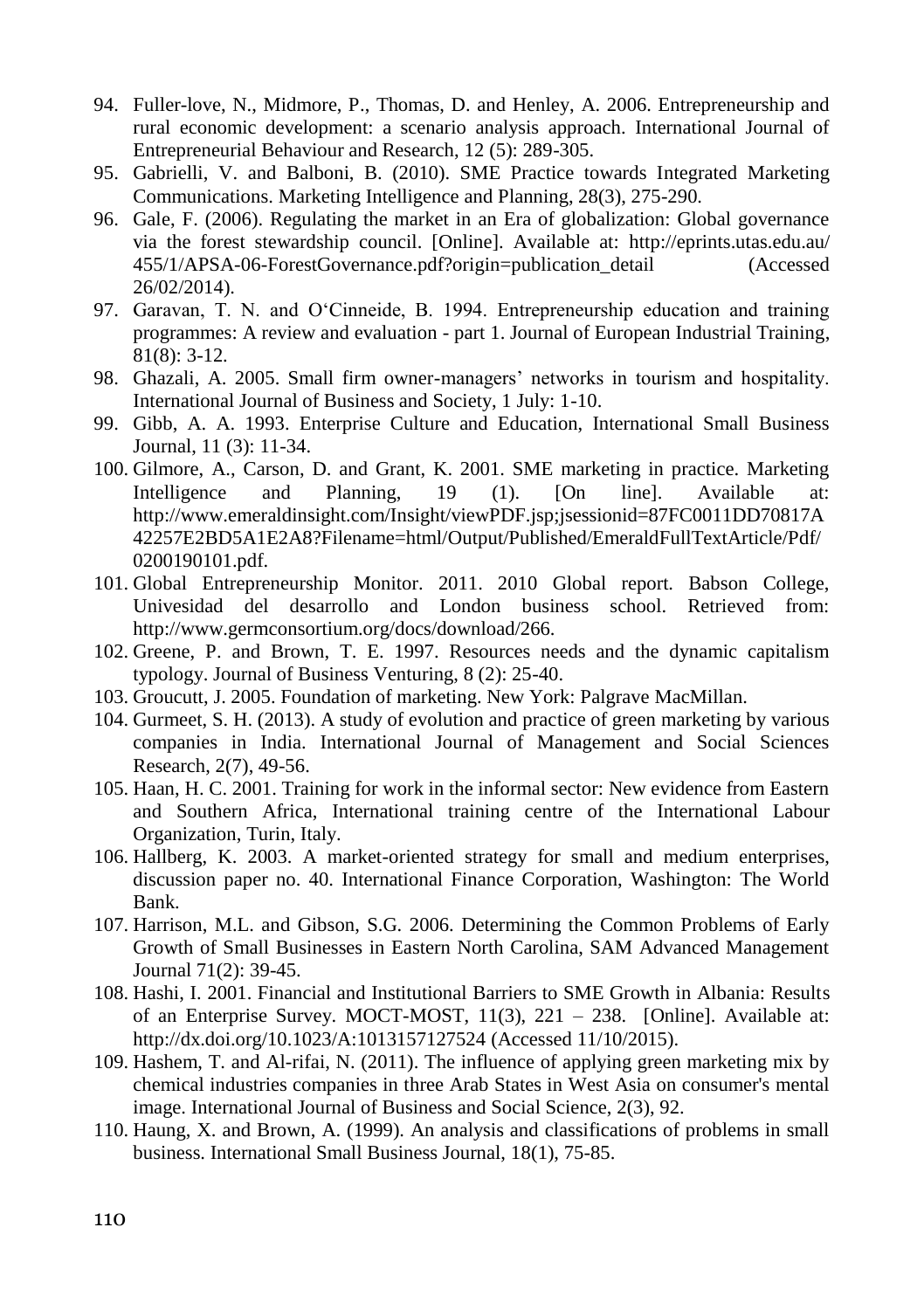94. Fuller-love, N., Midmore, P., Thomas, D. and Henley, A. 2006. Entrepreneurship and rural economic development: a scenario analysis approach. International Journal of Entrepreneurial Behaviour and Research, 12 (5): 289-305.
95. Gabrielli, V. and Balboni, B. (2010). SME Practice towards Integrated Marketing Communications. Marketing Intelligence and Planning, 28(3), 275-290.
96. Gale, F. (2006). Regulating the market in an Era of globalization: Global governance via the forest stewardship council. [Online]. Available at: http://eprints.utas.edu.au/455/1/APSA-06-ForestGovernance.pdf?origin=publication_detail (Accessed 26/02/2014).
97. Garavan, T. N. and O'Cinneide, B. 1994. Entrepreneurship education and training programmes: A review and evaluation - part 1. Journal of European Industrial Training, 81(8): 3-12.
98. Ghazali, A. 2005. Small firm owner-managers' networks in tourism and hospitality. International Journal of Business and Society, 1 July: 1-10.
99. Gibb, A. A. 1993. Enterprise Culture and Education, International Small Business Journal, 11 (3): 11-34.
100. Gilmore, A., Carson, D. and Grant, K. 2001. SME marketing in practice. Marketing Intelligence and Planning, 19 (1). [On line]. Available at: http://www.emeraldinsight.com/Insight/viewPDF.jsp;jsessionid=87FC0011DD70817A42257E2BD5A1E2A8?Filename=html/Output/Published/EmeraldFullTextArticle/Pdf/0200190101.pdf.
101. Global Entrepreneurship Monitor. 2011. 2010 Global report. Babson College, Univesidad del desarrollo and London business school. Retrieved from: http://www.germconsortium.org/docs/download/266.
102. Greene, P. and Brown, T. E. 1997. Resources needs and the dynamic capitalism typology. Journal of Business Venturing, 8 (2): 25-40.
103. Groucutt, J. 2005. Foundation of marketing. New York: Palgrave MacMillan.
104. Gurmeet, S. H. (2013). A study of evolution and practice of green marketing by various companies in India. International Journal of Management and Social Sciences Research, 2(7), 49-56.
105. Haan, H. C. 2001. Training for work in the informal sector: New evidence from Eastern and Southern Africa, International training centre of the International Labour Organization, Turin, Italy.
106. Hallberg, K. 2003. A market-oriented strategy for small and medium enterprises, discussion paper no. 40. International Finance Corporation, Washington: The World Bank.
107. Harrison, M.L. and Gibson, S.G. 2006. Determining the Common Problems of Early Growth of Small Businesses in Eastern North Carolina, SAM Advanced Management Journal 71(2): 39-45.
108. Hashi, I. 2001. Financial and Institutional Barriers to SME Growth in Albania: Results of an Enterprise Survey. MOCT-MOST, 11(3), 221 – 238. [Online]. Available at: http://dx.doi.org/10.1023/A:1013157127524 (Accessed 11/10/2015).
109. Hashem, T. and Al-rifai, N. (2011). The influence of applying green marketing mix by chemical industries companies in three Arab States in West Asia on consumer's mental image. International Journal of Business and Social Science, 2(3), 92.
110. Haung, X. and Brown, A. (1999). An analysis and classifications of problems in small business. International Small Business Journal, 18(1), 75-85.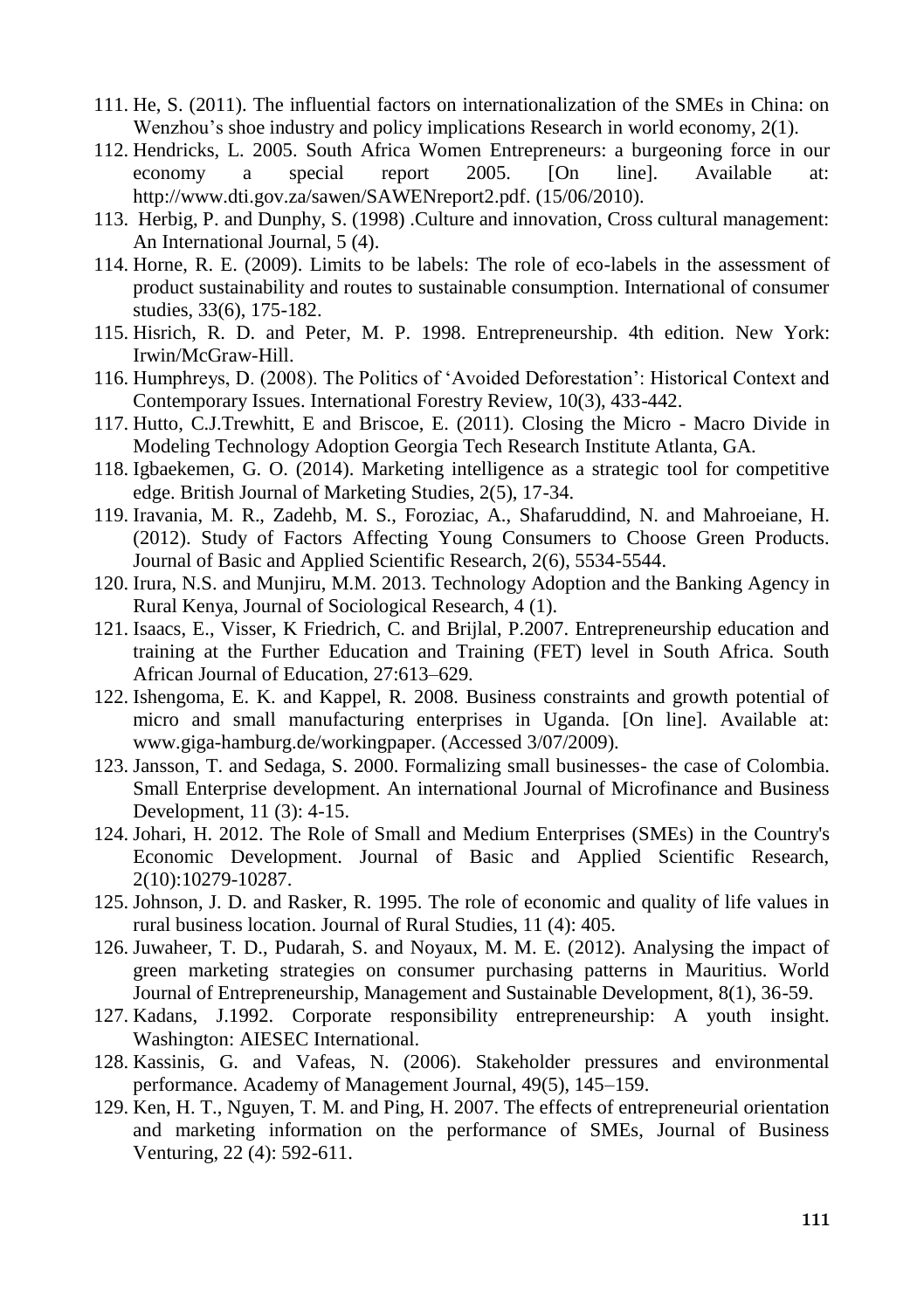111. He, S. (2011). The influential factors on internationalization of the SMEs in China: on Wenzhou's shoe industry and policy implications Research in world economy, 2(1).
112. Hendricks, L. 2005. South Africa Women Entrepreneurs: a burgeoning force in our economy a special report 2005. [On line]. Available at: http://www.dti.gov.za/sawen/SAWENreport2.pdf. (15/06/2010).
113. Herbig, P. and Dunphy, S. (1998) .Culture and innovation, Cross cultural management: An International Journal, 5 (4).
114. Horne, R. E. (2009). Limits to be labels: The role of eco-labels in the assessment of product sustainability and routes to sustainable consumption. International of consumer studies, 33(6), 175-182.
115. Hisrich, R. D. and Peter, M. P. 1998. Entrepreneurship. 4th edition. New York: Irwin/McGraw-Hill.
116. Humphreys, D. (2008). The Politics of 'Avoided Deforestation': Historical Context and Contemporary Issues. International Forestry Review, 10(3), 433-442.
117. Hutto, C.J.Trewhitt, E and Briscoe, E. (2011). Closing the Micro - Macro Divide in Modeling Technology Adoption Georgia Tech Research Institute Atlanta, GA.
118. Igbaekemen, G. O. (2014). Marketing intelligence as a strategic tool for competitive edge. British Journal of Marketing Studies, 2(5), 17-34.
119. Iravania, M. R., Zadehb, M. S., Foroziac, A., Shafaruddind, N. and Mahroeiane, H. (2012). Study of Factors Affecting Young Consumers to Choose Green Products. Journal of Basic and Applied Scientific Research, 2(6), 5534-5544.
120. Irura, N.S. and Munjiru, M.M. 2013. Technology Adoption and the Banking Agency in Rural Kenya, Journal of Sociological Research, 4 (1).
121. Isaacs, E., Visser, K Friedrich, C. and Brijlal, P.2007. Entrepreneurship education and training at the Further Education and Training (FET) level in South Africa. South African Journal of Education, 27:613–629.
122. Ishengoma, E. K. and Kappel, R. 2008. Business constraints and growth potential of micro and small manufacturing enterprises in Uganda. [On line]. Available at: www.giga-hamburg.de/workingpaper. (Accessed 3/07/2009).
123. Jansson, T. and Sedaga, S. 2000. Formalizing small businesses- the case of Colombia. Small Enterprise development. An international Journal of Microfinance and Business Development, 11 (3): 4-15.
124. Johari, H. 2012. The Role of Small and Medium Enterprises (SMEs) in the Country's Economic Development. Journal of Basic and Applied Scientific Research, 2(10):10279-10287.
125. Johnson, J. D. and Rasker, R. 1995. The role of economic and quality of life values in rural business location. Journal of Rural Studies, 11 (4): 405.
126. Juwaheer, T. D., Pudarah, S. and Noyaux, M. M. E. (2012). Analysing the impact of green marketing strategies on consumer purchasing patterns in Mauritius. World Journal of Entrepreneurship, Management and Sustainable Development, 8(1), 36-59.
127. Kadans, J.1992. Corporate responsibility entrepreneurship: A youth insight. Washington: AIESEC International.
128. Kassinis, G. and Vafeas, N. (2006). Stakeholder pressures and environmental performance. Academy of Management Journal, 49(5), 145–159.
129. Ken, H. T., Nguyen, T. M. and Ping, H. 2007. The effects of entrepreneurial orientation and marketing information on the performance of SMEs, Journal of Business Venturing, 22 (4): 592-611.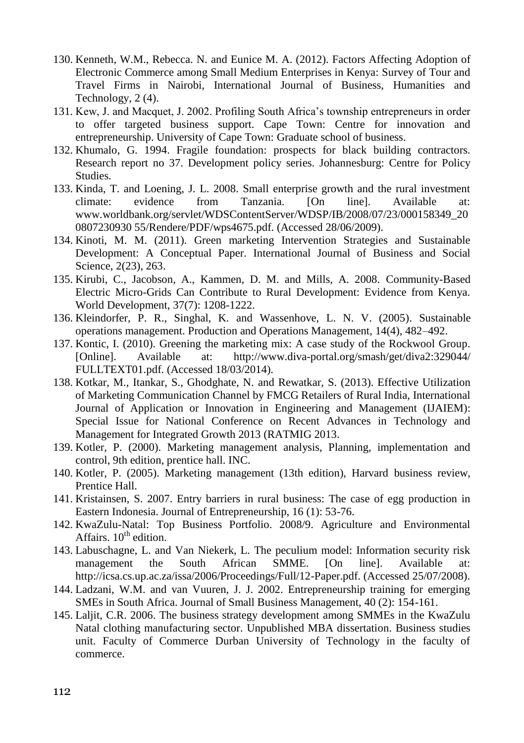130. Kenneth, W.M., Rebecca. N. and Eunice M. A. (2012). Factors Affecting Adoption of Electronic Commerce among Small Medium Enterprises in Kenya: Survey of Tour and Travel Firms in Nairobi, International Journal of Business, Humanities and Technology, 2 (4).
131. Kew, J. and Macquet, J. 2002. Profiling South Africa's township entrepreneurs in order to offer targeted business support. Cape Town: Centre for innovation and entrepreneurship. University of Cape Town: Graduate school of business.
132. Khumalo, G. 1994. Fragile foundation: prospects for black building contractors. Research report no 37. Development policy series. Johannesburg: Centre for Policy Studies.
133. Kinda, T. and Loening, J. L. 2008. Small enterprise growth and the rural investment climate: evidence from Tanzania. [On line]. Available at: www.worldbank.org/servlet/WDSContentServer/WDSP/IB/2008/07/23/000158349_20 0807230930 55/Rendere/PDF/wps4675.pdf. (Accessed 28/06/2009).
134. Kinoti, M. M. (2011). Green marketing Intervention Strategies and Sustainable Development: A Conceptual Paper. International Journal of Business and Social Science, 2(23), 263.
135. Kirubi, C., Jacobson, A., Kammen, D. M. and Mills, A. 2008. Community-Based Electric Micro-Grids Can Contribute to Rural Development: Evidence from Kenya. World Development, 37(7): 1208-1222.
136. Kleindorfer, P. R., Singhal, K. and Wassenhove, L. N. V. (2005). Sustainable operations management. Production and Operations Management, 14(4), 482–492.
137. Kontic, I. (2010). Greening the marketing mix: A case study of the Rockwool Group. [Online]. Available at: http://www.diva-portal.org/smash/get/diva2:329044/ FULLTEXT01.pdf. (Accessed 18/03/2014).
138. Kotkar, M., Itankar, S., Ghodghate, N. and Rewatkar, S. (2013). Effective Utilization of Marketing Communication Channel by FMCG Retailers of Rural India, International Journal of Application or Innovation in Engineering and Management (IJAIEM): Special Issue for National Conference on Recent Advances in Technology and Management for Integrated Growth 2013 (RATMIG 2013.
139. Kotler, P. (2000). Marketing management analysis, Planning, implementation and control, 9th edition, prentice hall. INC.
140. Kotler, P. (2005). Marketing management (13th edition), Harvard business review, Prentice Hall.
141. Kristainsen, S. 2007. Entry barriers in rural business: The case of egg production in Eastern Indonesia. Journal of Entrepreneurship, 16 (1): 53-76.
142. KwaZulu-Natal: Top Business Portfolio. 2008/9. Agriculture and Environmental Affairs. 10th edition.
143. Labuschagne, L. and Van Niekerk, L. The peculium model: Information security risk management the South African SMME. [On line]. Available at: http://icsa.cs.up.ac.za/issa/2006/Proceedings/Full/12-Paper.pdf. (Accessed 25/07/2008).
144. Ladzani, W.M. and van Vuuren, J. J. 2002. Entrepreneurship training for emerging SMEs in South Africa. Journal of Small Business Management, 40 (2): 154-161.
145. Laljit, C.R. 2006. The business strategy development among SMMEs in the KwaZulu Natal clothing manufacturing sector. Unpublished MBA dissertation. Business studies unit. Faculty of Commerce Durban University of Technology in the faculty of commerce.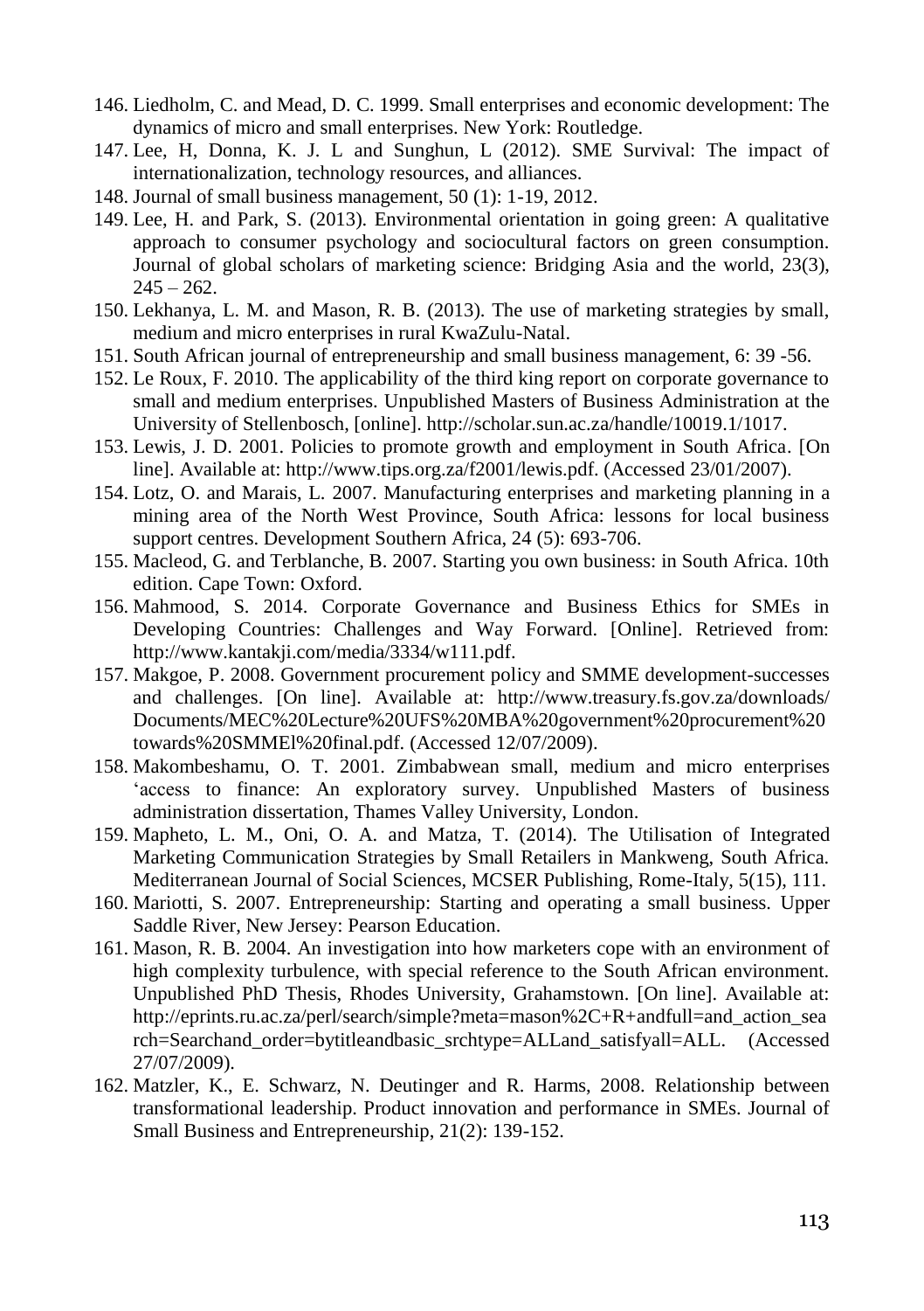146. Liedholm, C. and Mead, D. C. 1999. Small enterprises and economic development: The dynamics of micro and small enterprises. New York: Routledge.
147. Lee, H, Donna, K. J. L and Sunghun, L (2012). SME Survival: The impact of internationalization, technology resources, and alliances.
148. Journal of small business management, 50 (1): 1-19, 2012.
149. Lee, H. and Park, S. (2013). Environmental orientation in going green: A qualitative approach to consumer psychology and sociocultural factors on green consumption. Journal of global scholars of marketing science: Bridging Asia and the world, 23(3), 245 – 262.
150. Lekhanya, L. M. and Mason, R. B. (2013). The use of marketing strategies by small, medium and micro enterprises in rural KwaZulu-Natal.
151. South African journal of entrepreneurship and small business management, 6: 39 -56.
152. Le Roux, F. 2010. The applicability of the third king report on corporate governance to small and medium enterprises. Unpublished Masters of Business Administration at the University of Stellenbosch, [online]. http://scholar.sun.ac.za/handle/10019.1/1017.
153. Lewis, J. D. 2001. Policies to promote growth and employment in South Africa. [On line]. Available at: http://www.tips.org.za/f2001/lewis.pdf. (Accessed 23/01/2007).
154. Lotz, O. and Marais, L. 2007. Manufacturing enterprises and marketing planning in a mining area of the North West Province, South Africa: lessons for local business support centres. Development Southern Africa, 24 (5): 693-706.
155. Macleod, G. and Terblanche, B. 2007. Starting you own business: in South Africa. 10th edition. Cape Town: Oxford.
156. Mahmood, S. 2014. Corporate Governance and Business Ethics for SMEs in Developing Countries: Challenges and Way Forward. [Online]. Retrieved from: http://www.kantakji.com/media/3334/w111.pdf.
157. Makgoe, P. 2008. Government procurement policy and SMME development-successes and challenges. [On line]. Available at: http://www.treasury.fs.gov.za/downloads/Documents/MEC%20Lecture%20UFS%20MBA%20government%20procurement%20towards%20SMMEl%20final.pdf. (Accessed 12/07/2009).
158. Makombeshamu, O. T. 2001. Zimbabwean small, medium and micro enterprises 'access to finance: An exploratory survey. Unpublished Masters of business administration dissertation, Thames Valley University, London.
159. Mapheto, L. M., Oni, O. A. and Matza, T. (2014). The Utilisation of Integrated Marketing Communication Strategies by Small Retailers in Mankweng, South Africa. Mediterranean Journal of Social Sciences, MCSER Publishing, Rome-Italy, 5(15), 111.
160. Mariotti, S. 2007. Entrepreneurship: Starting and operating a small business. Upper Saddle River, New Jersey: Pearson Education.
161. Mason, R. B. 2004. An investigation into how marketers cope with an environment of high complexity turbulence, with special reference to the South African environment. Unpublished PhD Thesis, Rhodes University, Grahamstown. [On line]. Available at: http://eprints.ru.ac.za/perl/search/simple?meta=mason%2C+R+andfull=and_action_search=Searchand_order=bytitleandbasic_srchtype=ALLand_satisfyall=ALL. (Accessed 27/07/2009).
162. Matzler, K., E. Schwarz, N. Deutinger and R. Harms, 2008. Relationship between transformational leadership. Product innovation and performance in SMEs. Journal of Small Business and Entrepreneurship, 21(2): 139-152.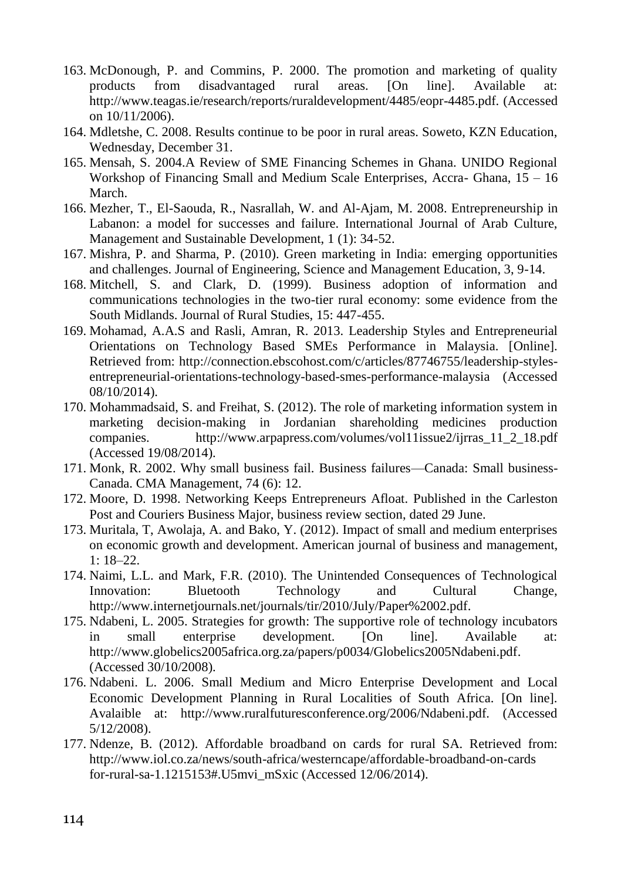163. McDonough, P. and Commins, P. 2000. The promotion and marketing of quality products from disadvantaged rural areas. [On line]. Available at: http://www.teagas.ie/research/reports/ruraldevelopment/4485/eopr-4485.pdf. (Accessed on 10/11/2006).
164. Mdletshe, C. 2008. Results continue to be poor in rural areas. Soweto, KZN Education, Wednesday, December 31.
165. Mensah, S. 2004.A Review of SME Financing Schemes in Ghana. UNIDO Regional Workshop of Financing Small and Medium Scale Enterprises, Accra- Ghana, 15 – 16 March.
166. Mezher, T., El-Saouda, R., Nasrallah, W. and Al-Ajam, M. 2008. Entrepreneurship in Labanon: a model for successes and failure. International Journal of Arab Culture, Management and Sustainable Development, 1 (1): 34-52.
167. Mishra, P. and Sharma, P. (2010). Green marketing in India: emerging opportunities and challenges. Journal of Engineering, Science and Management Education, 3, 9-14.
168. Mitchell, S. and Clark, D. (1999). Business adoption of information and communications technologies in the two-tier rural economy: some evidence from the South Midlands. Journal of Rural Studies, 15: 447-455.
169. Mohamad, A.A.S and Rasli, Amran, R. 2013. Leadership Styles and Entrepreneurial Orientations on Technology Based SMEs Performance in Malaysia. [Online]. Retrieved from: http://connection.ebscohost.com/c/articles/87746755/leadership-styles-entrepreneurial-orientations-technology-based-smes-performance-malaysia (Accessed 08/10/2014).
170. Mohammadsaid, S. and Freihat, S. (2012). The role of marketing information system in marketing decision-making in Jordanian shareholding medicines production companies. http://www.arpapress.com/volumes/vol11issue2/ijrras_11_2_18.pdf (Accessed 19/08/2014).
171. Monk, R. 2002. Why small business fail. Business failures—Canada: Small business-Canada. CMA Management, 74 (6): 12.
172. Moore, D. 1998. Networking Keeps Entrepreneurs Afloat. Published in the Carleston Post and Couriers Business Major, business review section, dated 29 June.
173. Muritala, T, Awolaja, A. and Bako, Y. (2012). Impact of small and medium enterprises on economic growth and development. American journal of business and management, 1: 18–22.
174. Naimi, L.L. and Mark, F.R. (2010). The Unintended Consequences of Technological Innovation: Bluetooth Technology and Cultural Change, http://www.internetjournals.net/journals/tir/2010/July/Paper%2002.pdf.
175. Ndabeni, L. 2005. Strategies for growth: The supportive role of technology incubators in small enterprise development. [On line]. Available at: http://www.globelics2005africa.org.za/papers/p0034/Globelics2005Ndabeni.pdf. (Accessed 30/10/2008).
176. Ndabeni. L. 2006. Small Medium and Micro Enterprise Development and Local Economic Development Planning in Rural Localities of South Africa. [On line]. Avalaible at: http://www.ruralfuturesconference.org/2006/Ndabeni.pdf. (Accessed 5/12/2008).
177. Ndenze, B. (2012). Affordable broadband on cards for rural SA. Retrieved from: http://www.iol.co.za/news/south-africa/westerncape/affordable-broadband-on-cards for-rural-sa-1.1215153#.U5mvi_mSxic (Accessed 12/06/2014).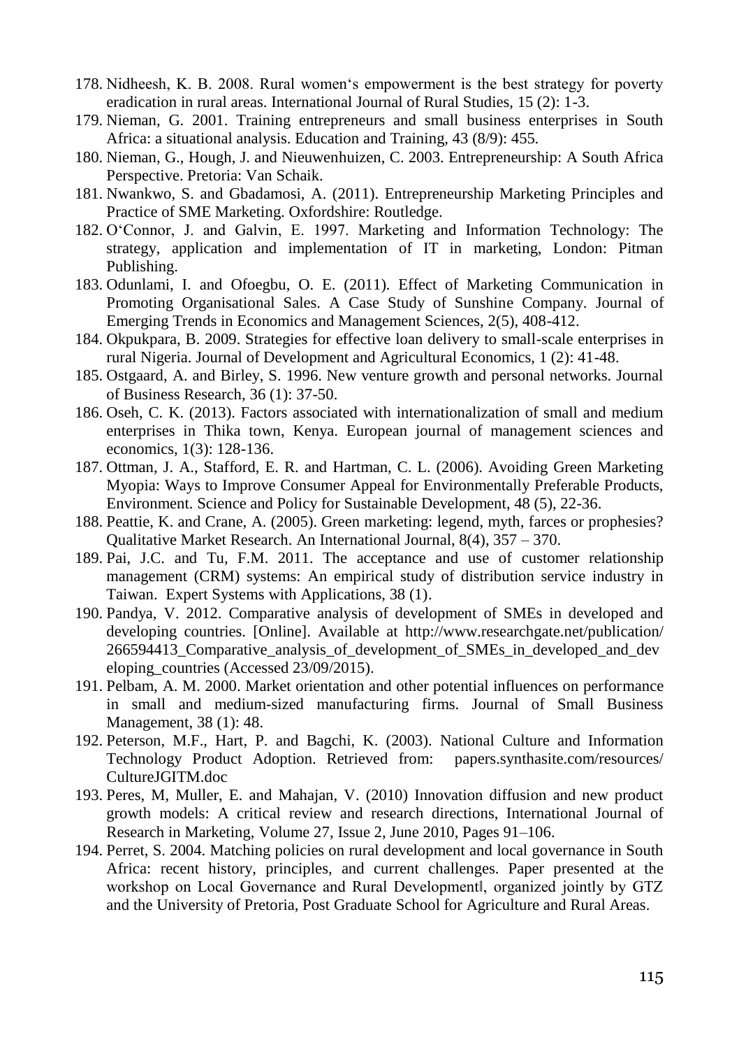178. Nidheesh, K. B. 2008. Rural women's empowerment is the best strategy for poverty eradication in rural areas. International Journal of Rural Studies, 15 (2): 1-3.
179. Nieman, G. 2001. Training entrepreneurs and small business enterprises in South Africa: a situational analysis. Education and Training, 43 (8/9): 455.
180. Nieman, G., Hough, J. and Nieuwenhuizen, C. 2003. Entrepreneurship: A South Africa Perspective. Pretoria: Van Schaik.
181. Nwankwo, S. and Gbadamosi, A. (2011). Entrepreneurship Marketing Principles and Practice of SME Marketing. Oxfordshire: Routledge.
182. O'Connor, J. and Galvin, E. 1997. Marketing and Information Technology: The strategy, application and implementation of IT in marketing, London: Pitman Publishing.
183. Odunlami, I. and Ofoegbu, O. E. (2011). Effect of Marketing Communication in Promoting Organisational Sales. A Case Study of Sunshine Company. Journal of Emerging Trends in Economics and Management Sciences, 2(5), 408-412.
184. Okpukpara, B. 2009. Strategies for effective loan delivery to small-scale enterprises in rural Nigeria. Journal of Development and Agricultural Economics, 1 (2): 41-48.
185. Ostgaard, A. and Birley, S. 1996. New venture growth and personal networks. Journal of Business Research, 36 (1): 37-50.
186. Oseh, C. K. (2013). Factors associated with internationalization of small and medium enterprises in Thika town, Kenya. European journal of management sciences and economics, 1(3): 128-136.
187. Ottman, J. A., Stafford, E. R. and Hartman, C. L. (2006). Avoiding Green Marketing Myopia: Ways to Improve Consumer Appeal for Environmentally Preferable Products, Environment. Science and Policy for Sustainable Development, 48 (5), 22-36.
188. Peattie, K. and Crane, A. (2005). Green marketing: legend, myth, farces or prophesies? Qualitative Market Research. An International Journal, 8(4), 357 – 370.
189. Pai, J.C. and Tu, F.M. 2011. The acceptance and use of customer relationship management (CRM) systems: An empirical study of distribution service industry in Taiwan. Expert Systems with Applications, 38 (1).
190. Pandya, V. 2012. Comparative analysis of development of SMEs in developed and developing countries. [Online]. Available at http://www.researchgate.net/publication/266594413_Comparative_analysis_of_development_of_SMEs_in_developed_and_developing_countries (Accessed 23/09/2015).
191. Pelbam, A. M. 2000. Market orientation and other potential influences on performance in small and medium-sized manufacturing firms. Journal of Small Business Management, 38 (1): 48.
192. Peterson, M.F., Hart, P. and Bagchi, K. (2003). National Culture and Information Technology Product Adoption. Retrieved from: papers.synthasite.com/resources/CultureJGITM.doc
193. Peres, M, Muller, E. and Mahajan, V. (2010) Innovation diffusion and new product growth models: A critical review and research directions, International Journal of Research in Marketing, Volume 27, Issue 2, June 2010, Pages 91–106.
194. Perret, S. 2004. Matching policies on rural development and local governance in South Africa: recent history, principles, and current challenges. Paper presented at the workshop on Local Governance and Rural Development‖, organized jointly by GTZ and the University of Pretoria, Post Graduate School for Agriculture and Rural Areas.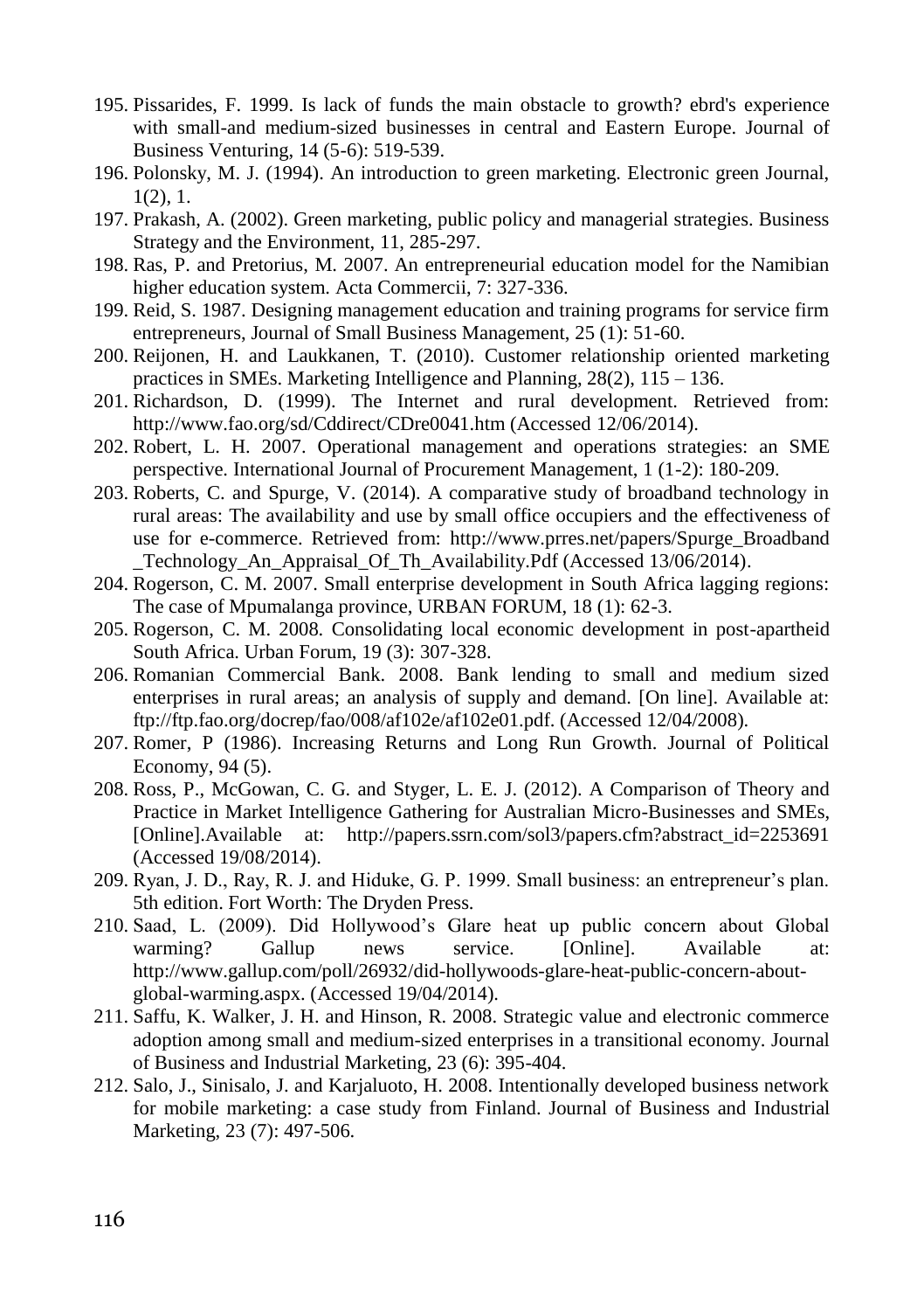195. Pissarides, F. 1999. Is lack of funds the main obstacle to growth? ebrd's experience with small-and medium-sized businesses in central and Eastern Europe. Journal of Business Venturing, 14 (5-6): 519-539.
196. Polonsky, M. J. (1994). An introduction to green marketing. Electronic green Journal, 1(2), 1.
197. Prakash, A. (2002). Green marketing, public policy and managerial strategies. Business Strategy and the Environment, 11, 285-297.
198. Ras, P. and Pretorius, M. 2007. An entrepreneurial education model for the Namibian higher education system. Acta Commercii, 7: 327-336.
199. Reid, S. 1987. Designing management education and training programs for service firm entrepreneurs, Journal of Small Business Management, 25 (1): 51-60.
200. Reijonen, H. and Laukkanen, T. (2010). Customer relationship oriented marketing practices in SMEs. Marketing Intelligence and Planning, 28(2), 115 – 136.
201. Richardson, D. (1999). The Internet and rural development. Retrieved from: http://www.fao.org/sd/Cddirect/CDre0041.htm (Accessed 12/06/2014).
202. Robert, L. H. 2007. Operational management and operations strategies: an SME perspective. International Journal of Procurement Management, 1 (1-2): 180-209.
203. Roberts, C. and Spurge, V. (2014). A comparative study of broadband technology in rural areas: The availability and use by small office occupiers and the effectiveness of use for e-commerce. Retrieved from: http://www.prres.net/papers/Spurge_Broadband_Technology_An_Appraisal_Of_Th_Availability.Pdf (Accessed 13/06/2014).
204. Rogerson, C. M. 2007. Small enterprise development in South Africa lagging regions: The case of Mpumalanga province, URBAN FORUM, 18 (1): 62-3.
205. Rogerson, C. M. 2008. Consolidating local economic development in post-apartheid South Africa. Urban Forum, 19 (3): 307-328.
206. Romanian Commercial Bank. 2008. Bank lending to small and medium sized enterprises in rural areas; an analysis of supply and demand. [On line]. Available at: ftp://ftp.fao.org/docrep/fao/008/af102e/af102e01.pdf. (Accessed 12/04/2008).
207. Romer, P (1986). Increasing Returns and Long Run Growth. Journal of Political Economy, 94 (5).
208. Ross, P., McGowan, C. G. and Styger, L. E. J. (2012). A Comparison of Theory and Practice in Market Intelligence Gathering for Australian Micro-Businesses and SMEs, [Online].Available at: http://papers.ssrn.com/sol3/papers.cfm?abstract_id=2253691 (Accessed 19/08/2014).
209. Ryan, J. D., Ray, R. J. and Hiduke, G. P. 1999. Small business: an entrepreneur's plan. 5th edition. Fort Worth: The Dryden Press.
210. Saad, L. (2009). Did Hollywood's Glare heat up public concern about Global warming? Gallup news service. [Online]. Available at: http://www.gallup.com/poll/26932/did-hollywoods-glare-heat-public-concern-about-global-warming.aspx. (Accessed 19/04/2014).
211. Saffu, K. Walker, J. H. and Hinson, R. 2008. Strategic value and electronic commerce adoption among small and medium-sized enterprises in a transitional economy. Journal of Business and Industrial Marketing, 23 (6): 395-404.
212. Salo, J., Sinisalo, J. and Karjaluoto, H. 2008. Intentionally developed business network for mobile marketing: a case study from Finland. Journal of Business and Industrial Marketing, 23 (7): 497-506.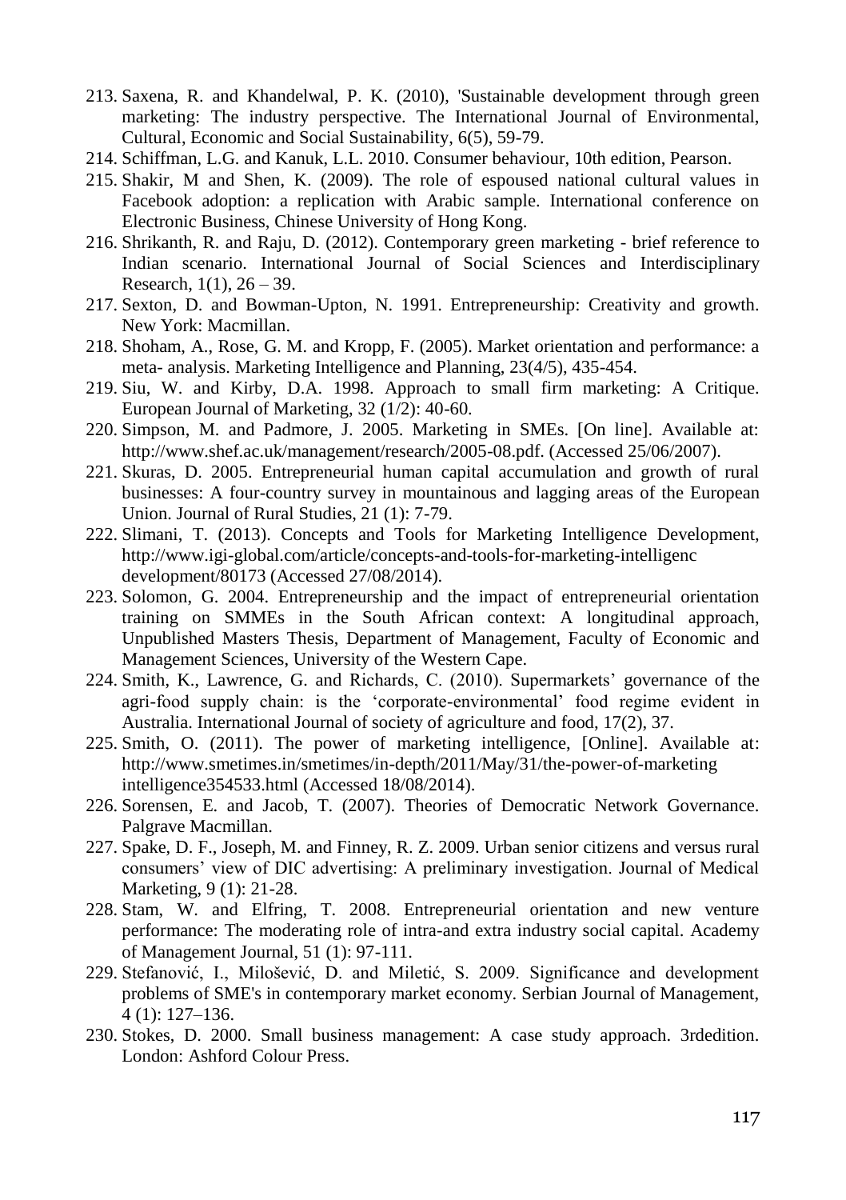213. Saxena, R. and Khandelwal, P. K. (2010), 'Sustainable development through green marketing: The industry perspective. The International Journal of Environmental, Cultural, Economic and Social Sustainability, 6(5), 59-79.
214. Schiffman, L.G. and Kanuk, L.L. 2010. Consumer behaviour, 10th edition, Pearson.
215. Shakir, M and Shen, K. (2009). The role of espoused national cultural values in Facebook adoption: a replication with Arabic sample. International conference on Electronic Business, Chinese University of Hong Kong.
216. Shrikanth, R. and Raju, D. (2012). Contemporary green marketing - brief reference to Indian scenario. International Journal of Social Sciences and Interdisciplinary Research, 1(1), 26 – 39.
217. Sexton, D. and Bowman-Upton, N. 1991. Entrepreneurship: Creativity and growth. New York: Macmillan.
218. Shoham, A., Rose, G. M. and Kropp, F. (2005). Market orientation and performance: a meta- analysis. Marketing Intelligence and Planning, 23(4/5), 435-454.
219. Siu, W. and Kirby, D.A. 1998. Approach to small firm marketing: A Critique. European Journal of Marketing, 32 (1/2): 40-60.
220. Simpson, M. and Padmore, J. 2005. Marketing in SMEs. [On line]. Available at: http://www.shef.ac.uk/management/research/2005-08.pdf. (Accessed 25/06/2007).
221. Skuras, D. 2005. Entrepreneurial human capital accumulation and growth of rural businesses: A four-country survey in mountainous and lagging areas of the European Union. Journal of Rural Studies, 21 (1): 7-79.
222. Slimani, T. (2013). Concepts and Tools for Marketing Intelligence Development, http://www.igi-global.com/article/concepts-and-tools-for-marketing-intelligenc development/80173 (Accessed 27/08/2014).
223. Solomon, G. 2004. Entrepreneurship and the impact of entrepreneurial orientation training on SMMEs in the South African context: A longitudinal approach, Unpublished Masters Thesis, Department of Management, Faculty of Economic and Management Sciences, University of the Western Cape.
224. Smith, K., Lawrence, G. and Richards, C. (2010). Supermarkets' governance of the agri-food supply chain: is the 'corporate-environmental' food regime evident in Australia. International Journal of society of agriculture and food, 17(2), 37.
225. Smith, O. (2011). The power of marketing intelligence, [Online]. Available at: http://www.smetimes.in/smetimes/in-depth/2011/May/31/the-power-of-marketing intelligence354533.html (Accessed 18/08/2014).
226. Sorensen, E. and Jacob, T. (2007). Theories of Democratic Network Governance. Palgrave Macmillan.
227. Spake, D. F., Joseph, M. and Finney, R. Z. 2009. Urban senior citizens and versus rural consumers' view of DIC advertising: A preliminary investigation. Journal of Medical Marketing, 9 (1): 21-28.
228. Stam, W. and Elfring, T. 2008. Entrepreneurial orientation and new venture performance: The moderating role of intra-and extra industry social capital. Academy of Management Journal, 51 (1): 97-111.
229. Stefanović, I., Milošević, D. and Miletić, S. 2009. Significance and development problems of SME's in contemporary market economy. Serbian Journal of Management, 4 (1): 127–136.
230. Stokes, D. 2000. Small business management: A case study approach. 3rdedition. London: Ashford Colour Press.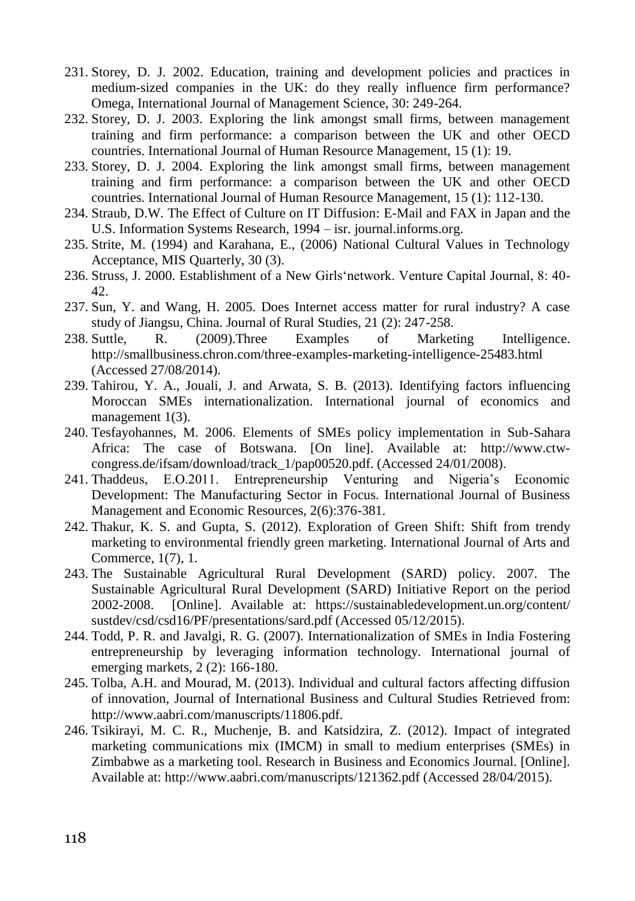231. Storey, D. J. 2002. Education, training and development policies and practices in medium-sized companies in the UK: do they really influence firm performance? Omega, International Journal of Management Science, 30: 249-264.
232. Storey, D. J. 2003. Exploring the link amongst small firms, between management training and firm performance: a comparison between the UK and other OECD countries. International Journal of Human Resource Management, 15 (1): 19.
233. Storey, D. J. 2004. Exploring the link amongst small firms, between management training and firm performance: a comparison between the UK and other OECD countries. International Journal of Human Resource Management, 15 (1): 112-130.
234. Straub, D.W. The Effect of Culture on IT Diffusion: E-Mail and FAX in Japan and the U.S. Information Systems Research, 1994 – isr. journal.informs.org.
235. Strite, M. (1994) and Karahana, E., (2006) National Cultural Values in Technology Acceptance, MIS Quarterly, 30 (3).
236. Struss, J. 2000. Establishment of a New Girls'network. Venture Capital Journal, 8: 40-42.
237. Sun, Y. and Wang, H. 2005. Does Internet access matter for rural industry? A case study of Jiangsu, China. Journal of Rural Studies, 21 (2): 247-258.
238. Suttle, R. (2009).Three Examples of Marketing Intelligence. http://smallbusiness.chron.com/three-examples-marketing-intelligence-25483.html (Accessed 27/08/2014).
239. Tahirou, Y. A., Jouali, J. and Arwata, S. B. (2013). Identifying factors influencing Moroccan SMEs internationalization. International journal of economics and management 1(3).
240. Tesfayohannes, M. 2006. Elements of SMEs policy implementation in Sub-Sahara Africa: The case of Botswana. [On line]. Available at: http://www.ctw-congress.de/ifsam/download/track_1/pap00520.pdf. (Accessed 24/01/2008).
241. Thaddeus, E.O.2011. Entrepreneurship Venturing and Nigeria's Economic Development: The Manufacturing Sector in Focus. International Journal of Business Management and Economic Resources, 2(6):376-381.
242. Thakur, K. S. and Gupta, S. (2012). Exploration of Green Shift: Shift from trendy marketing to environmental friendly green marketing. International Journal of Arts and Commerce, 1(7), 1.
243. The Sustainable Agricultural Rural Development (SARD) policy. 2007. The Sustainable Agricultural Rural Development (SARD) Initiative Report on the period 2002-2008. [Online]. Available at: https://sustainabledevelopment.un.org/content/sustdev/csd/csd16/PF/presentations/sard.pdf (Accessed 05/12/2015).
244. Todd, P. R. and Javalgi, R. G. (2007). Internationalization of SMEs in India Fostering entrepreneurship by leveraging information technology. International journal of emerging markets, 2 (2): 166-180.
245. Tolba, A.H. and Mourad, M. (2013). Individual and cultural factors affecting diffusion of innovation, Journal of International Business and Cultural Studies Retrieved from: http://www.aabri.com/manuscripts/11806.pdf.
246. Tsikirayi, M. C. R., Muchenje, B. and Katsidzira, Z. (2012). Impact of integrated marketing communications mix (IMCM) in small to medium enterprises (SMEs) in Zimbabwe as a marketing tool. Research in Business and Economics Journal. [Online]. Available at: http://www.aabri.com/manuscripts/121362.pdf (Accessed 28/04/2015).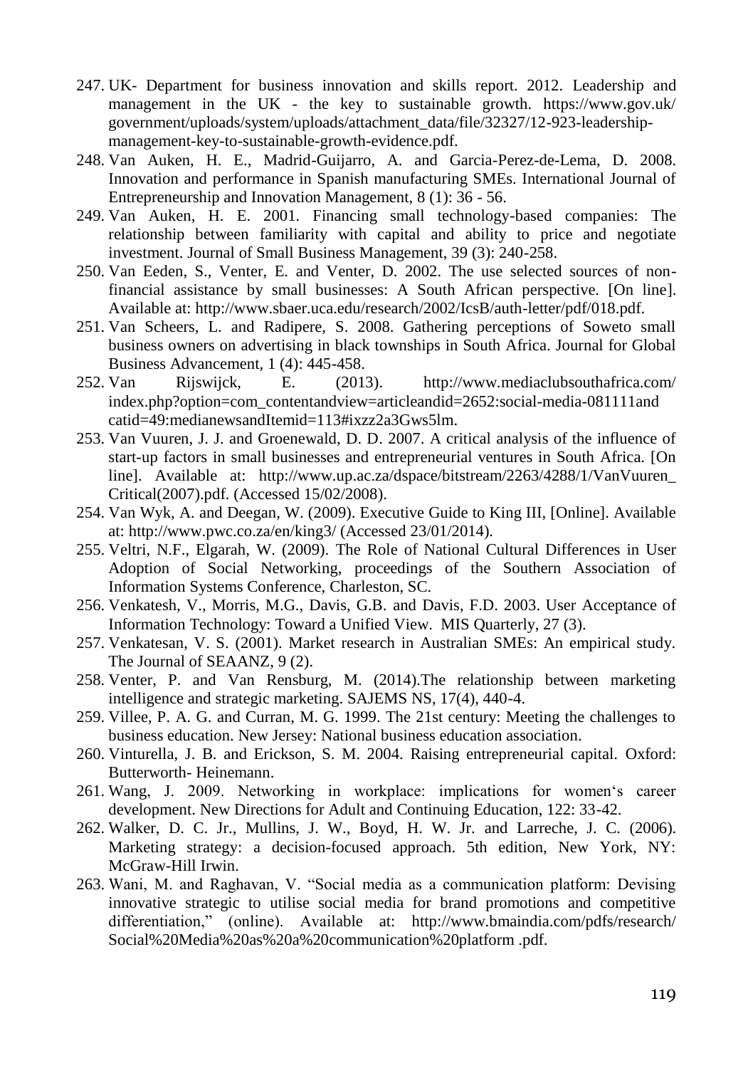247. UK- Department for business innovation and skills report. 2012. Leadership and management in the UK - the key to sustainable growth. https://www.gov.uk/ government/uploads/system/uploads/attachment_data/file/32327/12-923-leadership-management-key-to-sustainable-growth-evidence.pdf.
248. Van Auken, H. E., Madrid-Guijarro, A. and Garcia-Perez-de-Lema, D. 2008. Innovation and performance in Spanish manufacturing SMEs. International Journal of Entrepreneurship and Innovation Management, 8 (1): 36 - 56.
249. Van Auken, H. E. 2001. Financing small technology-based companies: The relationship between familiarity with capital and ability to price and negotiate investment. Journal of Small Business Management, 39 (3): 240-258.
250. Van Eeden, S., Venter, E. and Venter, D. 2002. The use selected sources of non-financial assistance by small businesses: A South African perspective. [On line]. Available at: http://www.sbaer.uca.edu/research/2002/IcsB/auth-letter/pdf/018.pdf.
251. Van Scheers, L. and Radipere, S. 2008. Gathering perceptions of Soweto small business owners on advertising in black townships in South Africa. Journal for Global Business Advancement, 1 (4): 445-458.
252. Van Rijswijck, E. (2013). http://www.mediaclubsouthafrica.com/ index.php?option=com_contentandview=articleandid=2652:social-media-081111and catid=49:medianewsandItemid=113#ixzz2a3Gws5lm.
253. Van Vuuren, J. J. and Groenewald, D. D. 2007. A critical analysis of the influence of start-up factors in small businesses and entrepreneurial ventures in South Africa. [On line]. Available at: http://www.up.ac.za/dspace/bitstream/2263/4288/1/VanVuuren_ Critical(2007).pdf. (Accessed 15/02/2008).
254. Van Wyk, A. and Deegan, W. (2009). Executive Guide to King III, [Online]. Available at: http://www.pwc.co.za/en/king3/ (Accessed 23/01/2014).
255. Veltri, N.F., Elgarah, W. (2009). The Role of National Cultural Differences in User Adoption of Social Networking, proceedings of the Southern Association of Information Systems Conference, Charleston, SC.
256. Venkatesh, V., Morris, M.G., Davis, G.B. and Davis, F.D. 2003. User Acceptance of Information Technology: Toward a Unified View. MIS Quarterly, 27 (3).
257. Venkatesan, V. S. (2001). Market research in Australian SMEs: An empirical study. The Journal of SEAANZ, 9 (2).
258. Venter, P. and Van Rensburg, M. (2014).The relationship between marketing intelligence and strategic marketing. SAJEMS NS, 17(4), 440-4.
259. Villee, P. A. G. and Curran, M. G. 1999. The 21st century: Meeting the challenges to business education. New Jersey: National business education association.
260. Vinturella, J. B. and Erickson, S. M. 2004. Raising entrepreneurial capital. Oxford: Butterworth- Heinemann.
261. Wang, J. 2009. Networking in workplace: implications for women‘s career development. New Directions for Adult and Continuing Education, 122: 33-42.
262. Walker, D. C. Jr., Mullins, J. W., Boyd, H. W. Jr. and Larreche, J. C. (2006). Marketing strategy: a decision-focused approach. 5th edition, New York, NY: McGraw-Hill Irwin.
263. Wani, M. and Raghavan, V. "Social media as a communication platform: Devising innovative strategic to utilise social media for brand promotions and competitive differentiation," (online). Available at: http://www.bmaindia.com/pdfs/research/ Social%20Media%20as%20a%20communication%20platform .pdf.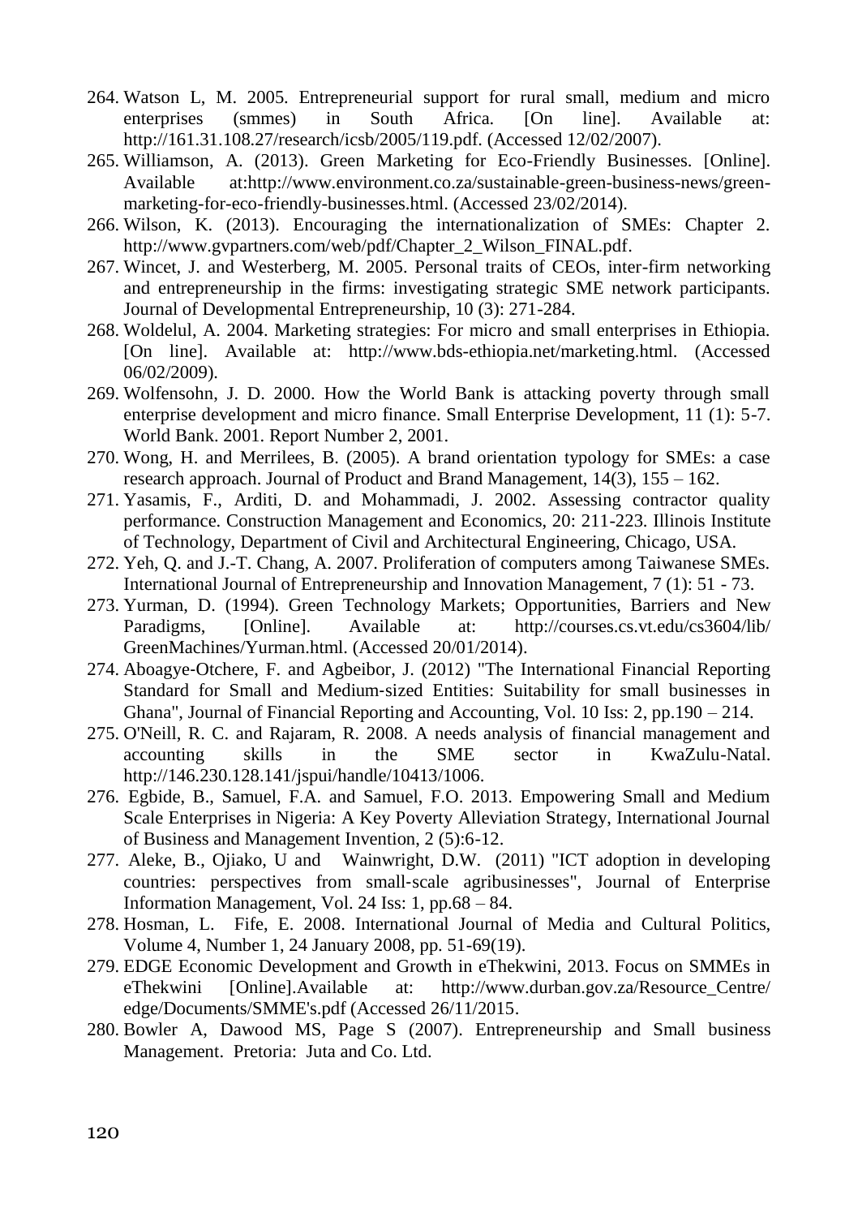264. Watson L, M. 2005. Entrepreneurial support for rural small, medium and micro enterprises (smmes) in South Africa. [On line]. Available at: http://161.31.108.27/research/icsb/2005/119.pdf. (Accessed 12/02/2007).
265. Williamson, A. (2013). Green Marketing for Eco-Friendly Businesses. [Online]. Available at:http://www.environment.co.za/sustainable-green-business-news/green-marketing-for-eco-friendly-businesses.html. (Accessed 23/02/2014).
266. Wilson, K. (2013). Encouraging the internationalization of SMEs: Chapter 2. http://www.gvpartners.com/web/pdf/Chapter_2_Wilson_FINAL.pdf.
267. Wincet, J. and Westerberg, M. 2005. Personal traits of CEOs, inter-firm networking and entrepreneurship in the firms: investigating strategic SME network participants. Journal of Developmental Entrepreneurship, 10 (3): 271-284.
268. Woldelul, A. 2004. Marketing strategies: For micro and small enterprises in Ethiopia. [On line]. Available at: http://www.bds-ethiopia.net/marketing.html. (Accessed 06/02/2009).
269. Wolfensohn, J. D. 2000. How the World Bank is attacking poverty through small enterprise development and micro finance. Small Enterprise Development, 11 (1): 5-7. World Bank. 2001. Report Number 2, 2001.
270. Wong, H. and Merrilees, B. (2005). A brand orientation typology for SMEs: a case research approach. Journal of Product and Brand Management, 14(3), 155 – 162.
271. Yasamis, F., Arditi, D. and Mohammadi, J. 2002. Assessing contractor quality performance. Construction Management and Economics, 20: 211-223. Illinois Institute of Technology, Department of Civil and Architectural Engineering, Chicago, USA.
272. Yeh, Q. and J.-T. Chang, A. 2007. Proliferation of computers among Taiwanese SMEs. International Journal of Entrepreneurship and Innovation Management, 7 (1): 51 - 73.
273. Yurman, D. (1994). Green Technology Markets; Opportunities, Barriers and New Paradigms, [Online]. Available at: http://courses.cs.vt.edu/cs3604/lib/ GreenMachines/Yurman.html. (Accessed 20/01/2014).
274. Aboagye-Otchere, F. and Agbeibor, J. (2012) "The International Financial Reporting Standard for Small and Medium-sized Entities: Suitability for small businesses in Ghana", Journal of Financial Reporting and Accounting, Vol. 10 Iss: 2, pp.190 – 214.
275. O'Neill, R. C. and Rajaram, R. 2008. A needs analysis of financial management and accounting skills in the SME sector in KwaZulu-Natal. http://146.230.128.141/jspui/handle/10413/1006.
276. Egbide, B., Samuel, F.A. and Samuel, F.O. 2013. Empowering Small and Medium Scale Enterprises in Nigeria: A Key Poverty Alleviation Strategy, International Journal of Business and Management Invention, 2 (5):6-12.
277. Aleke, B., Ojiako, U and Wainwright, D.W. (2011) "ICT adoption in developing countries: perspectives from small-scale agribusinesses", Journal of Enterprise Information Management, Vol. 24 Iss: 1, pp.68 – 84.
278. Hosman, L. Fife, E. 2008. International Journal of Media and Cultural Politics, Volume 4, Number 1, 24 January 2008, pp. 51-69(19).
279. EDGE Economic Development and Growth in eThekwini, 2013. Focus on SMMEs in eThekwini [Online].Available at: http://www.durban.gov.za/Resource_Centre/ edge/Documents/SMME's.pdf (Accessed 26/11/2015.
280. Bowler A, Dawood MS, Page S (2007). Entrepreneurship and Small business Management. Pretoria: Juta and Co. Ltd.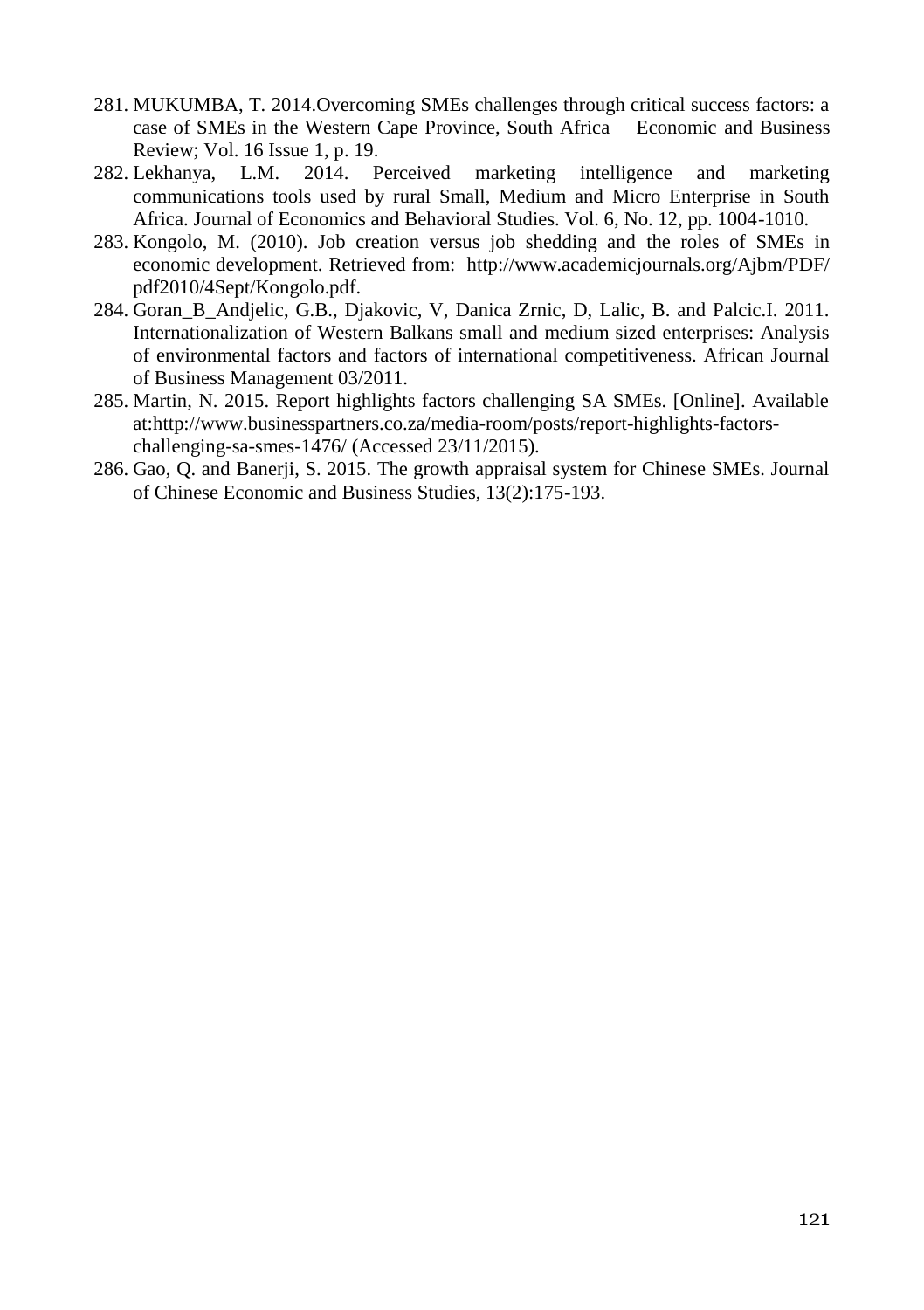281. MUKUMBA, T. 2014.Overcoming SMEs challenges through critical success factors: a case of SMEs in the Western Cape Province, South Africa Economic and Business Review; Vol. 16 Issue 1, p. 19.
282. Lekhanya, L.M. 2014. Perceived marketing intelligence and marketing communications tools used by rural Small, Medium and Micro Enterprise in South Africa. Journal of Economics and Behavioral Studies. Vol. 6, No. 12, pp. 1004-1010.
283. Kongolo, M. (2010). Job creation versus job shedding and the roles of SMEs in economic development. Retrieved from: http://www.academicjournals.org/Ajbm/PDF/pdf2010/4Sept/Kongolo.pdf.
284. Goran_B_Andjelic, G.B., Djakovic, V, Danica Zrnic, D, Lalic, B. and Palcic.I. 2011. Internationalization of Western Balkans small and medium sized enterprises: Analysis of environmental factors and factors of international competitiveness. African Journal of Business Management 03/2011.
285. Martin, N. 2015. Report highlights factors challenging SA SMEs. [Online]. Available at:http://www.businesspartners.co.za/media-room/posts/report-highlights-factors-challenging-sa-smes-1476/ (Accessed 23/11/2015).
286. Gao, Q. and Banerji, S. 2015. The growth appraisal system for Chinese SMEs. Journal of Chinese Economic and Business Studies, 13(2):175-193.